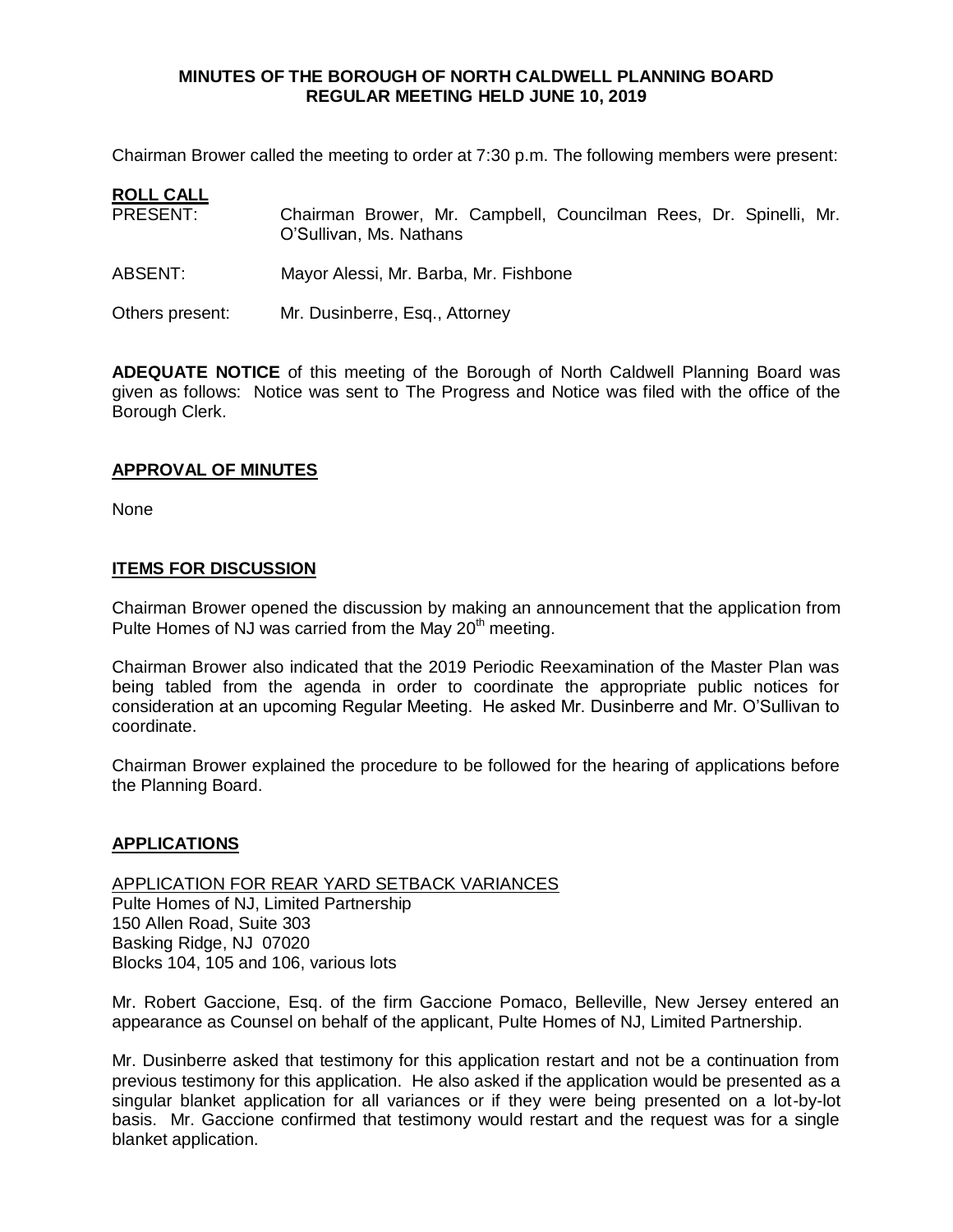# MINUTES OF THE BOROUGH OF NORTH CALDWELL PLANNING BOARD REGULAR MEETING HELD JUNE 10, 2019

Chairman Brower called the meeting to order at 7:30 p.m. The following members were present:

**ROLL CALL**

PRESENT: Chairman Brower, Mr. Campbell, Councilman Rees, Dr. Spinelli, Mr. O'Sullivan, Ms. Nathans

ABSENT: Mayor Alessi, Mr. Barba, Mr. Fishbone

Others present: Mr. Dusinberre, Esq., Attorney

**ADEQUATE NOTICE** of this meeting of the Borough of North Caldwell Planning Board was given as follows: Notice was sent to The Progress and Notice was filed with the office of the Borough Clerk.

## APPROVAL OF MINUTES

None

## ITEMS FOR DISCUSSION

Chairman Brower opened the discussion by making an announcement that the application from Pulte Homes of NJ was carried from the May 20th meeting.

Chairman Brower also indicated that the 2019 Periodic Reexamination of the Master Plan was being tabled from the agenda in order to coordinate the appropriate public notices for consideration at an upcoming Regular Meeting. He asked Mr. Dusinberre and Mr. O'Sullivan to coordinate.

Chairman Brower explained the procedure to be followed for the hearing of applications before the Planning Board.

## APPLICATIONS

APPLICATION FOR REAR YARD SETBACK VARIANCES
Pulte Homes of NJ, Limited Partnership
150 Allen Road, Suite 303
Basking Ridge, NJ 07020
Blocks 104, 105 and 106, various lots

Mr. Robert Gaccione, Esq. of the firm Gaccione Pomaco, Belleville, New Jersey entered an appearance as Counsel on behalf of the applicant, Pulte Homes of NJ, Limited Partnership.

Mr. Dusinberre asked that testimony for this application restart and not be a continuation from previous testimony for this application. He also asked if the application would be presented as a singular blanket application for all variances or if they were being presented on a lot-by-lot basis. Mr. Gaccione confirmed that testimony would restart and the request was for a single blanket application.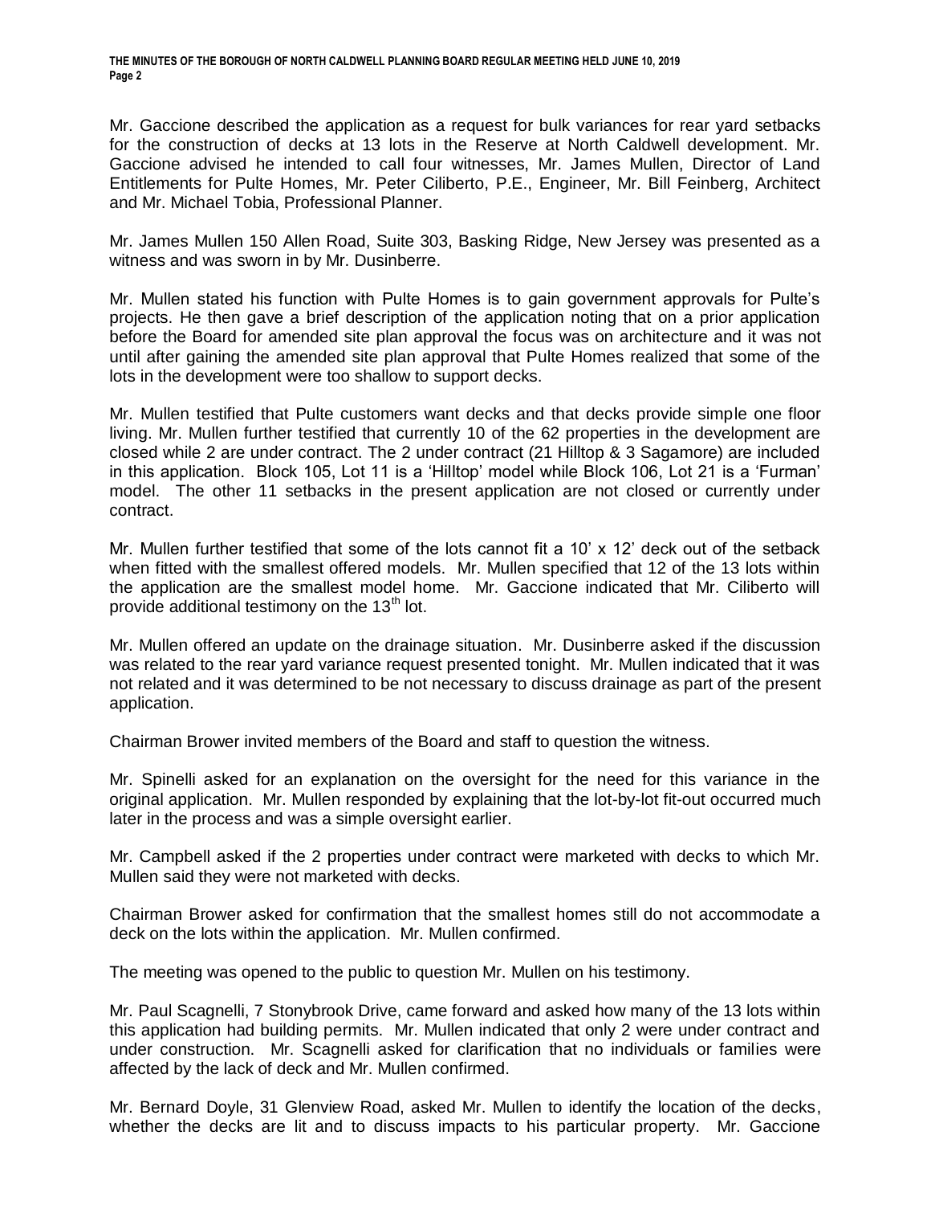Mr. Gaccione described the application as a request for bulk variances for rear yard setbacks for the construction of decks at 13 lots in the Reserve at North Caldwell development. Mr. Gaccione advised he intended to call four witnesses, Mr. James Mullen, Director of Land Entitlements for Pulte Homes, Mr. Peter Ciliberto, P.E., Engineer, Mr. Bill Feinberg, Architect and Mr. Michael Tobia, Professional Planner.

Mr. James Mullen 150 Allen Road, Suite 303, Basking Ridge, New Jersey was presented as a witness and was sworn in by Mr. Dusinberre.

Mr. Mullen stated his function with Pulte Homes is to gain government approvals for Pulte's projects. He then gave a brief description of the application noting that on a prior application before the Board for amended site plan approval the focus was on architecture and it was not until after gaining the amended site plan approval that Pulte Homes realized that some of the lots in the development were too shallow to support decks.

Mr. Mullen testified that Pulte customers want decks and that decks provide simple one floor living. Mr. Mullen further testified that currently 10 of the 62 properties in the development are closed while 2 are under contract. The 2 under contract (21 Hilltop & 3 Sagamore) are included in this application. Block 105, Lot 11 is a 'Hilltop' model while Block 106, Lot 21 is a 'Furman' model. The other 11 setbacks in the present application are not closed or currently under contract.

Mr. Mullen further testified that some of the lots cannot fit a 10' x 12' deck out of the setback when fitted with the smallest offered models. Mr. Mullen specified that 12 of the 13 lots within the application are the smallest model home. Mr. Gaccione indicated that Mr. Ciliberto will provide additional testimony on the 13th lot.

Mr. Mullen offered an update on the drainage situation. Mr. Dusinberre asked if the discussion was related to the rear yard variance request presented tonight. Mr. Mullen indicated that it was not related and it was determined to be not necessary to discuss drainage as part of the present application.

Chairman Brower invited members of the Board and staff to question the witness.

Mr. Spinelli asked for an explanation on the oversight for the need for this variance in the original application. Mr. Mullen responded by explaining that the lot-by-lot fit-out occurred much later in the process and was a simple oversight earlier.

Mr. Campbell asked if the 2 properties under contract were marketed with decks to which Mr. Mullen said they were not marketed with decks.

Chairman Brower asked for confirmation that the smallest homes still do not accommodate a deck on the lots within the application. Mr. Mullen confirmed.

The meeting was opened to the public to question Mr. Mullen on his testimony.

Mr. Paul Scagnelli, 7 Stonybrook Drive, came forward and asked how many of the 13 lots within this application had building permits. Mr. Mullen indicated that only 2 were under contract and under construction. Mr. Scagnelli asked for clarification that no individuals or families were affected by the lack of deck and Mr. Mullen confirmed.

Mr. Bernard Doyle, 31 Glenview Road, asked Mr. Mullen to identify the location of the decks, whether the decks are lit and to discuss impacts to his particular property. Mr. Gaccione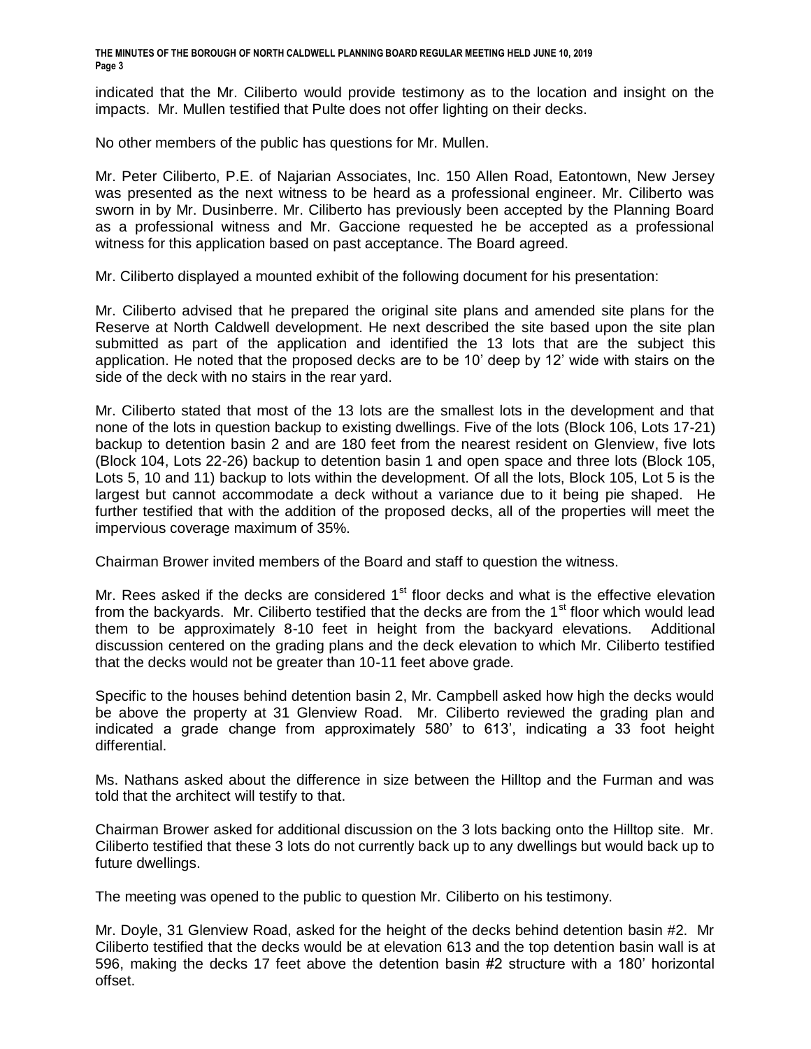indicated that the Mr. Ciliberto would provide testimony as to the location and insight on the impacts. Mr. Mullen testified that Pulte does not offer lighting on their decks.

No other members of the public has questions for Mr. Mullen.

Mr. Peter Ciliberto, P.E. of Najarian Associates, Inc. 150 Allen Road, Eatontown, New Jersey was presented as the next witness to be heard as a professional engineer. Mr. Ciliberto was sworn in by Mr. Dusinberre. Mr. Ciliberto has previously been accepted by the Planning Board as a professional witness and Mr. Gaccione requested he be accepted as a professional witness for this application based on past acceptance. The Board agreed.

Mr. Ciliberto displayed a mounted exhibit of the following document for his presentation:

Mr. Ciliberto advised that he prepared the original site plans and amended site plans for the Reserve at North Caldwell development. He next described the site based upon the site plan submitted as part of the application and identified the 13 lots that are the subject this application. He noted that the proposed decks are to be 10' deep by 12' wide with stairs on the side of the deck with no stairs in the rear yard.

Mr. Ciliberto stated that most of the 13 lots are the smallest lots in the development and that none of the lots in question backup to existing dwellings. Five of the lots (Block 106, Lots 17-21) backup to detention basin 2 and are 180 feet from the nearest resident on Glenview, five lots (Block 104, Lots 22-26) backup to detention basin 1 and open space and three lots (Block 105, Lots 5, 10 and 11) backup to lots within the development. Of all the lots, Block 105, Lot 5 is the largest but cannot accommodate a deck without a variance due to it being pie shaped. He further testified that with the addition of the proposed decks, all of the properties will meet the impervious coverage maximum of 35%.

Chairman Brower invited members of the Board and staff to question the witness.

Mr. Rees asked if the decks are considered 1st floor decks and what is the effective elevation from the backyards. Mr. Ciliberto testified that the decks are from the 1st floor which would lead them to be approximately 8-10 feet in height from the backyard elevations. Additional discussion centered on the grading plans and the deck elevation to which Mr. Ciliberto testified that the decks would not be greater than 10-11 feet above grade.

Specific to the houses behind detention basin 2, Mr. Campbell asked how high the decks would be above the property at 31 Glenview Road. Mr. Ciliberto reviewed the grading plan and indicated a grade change from approximately 580' to 613', indicating a 33 foot height differential.

Ms. Nathans asked about the difference in size between the Hilltop and the Furman and was told that the architect will testify to that.

Chairman Brower asked for additional discussion on the 3 lots backing onto the Hilltop site. Mr. Ciliberto testified that these 3 lots do not currently back up to any dwellings but would back up to future dwellings.

The meeting was opened to the public to question Mr. Ciliberto on his testimony.

Mr. Doyle, 31 Glenview Road, asked for the height of the decks behind detention basin #2. Mr Ciliberto testified that the decks would be at elevation 613 and the top detention basin wall is at 596, making the decks 17 feet above the detention basin #2 structure with a 180' horizontal offset.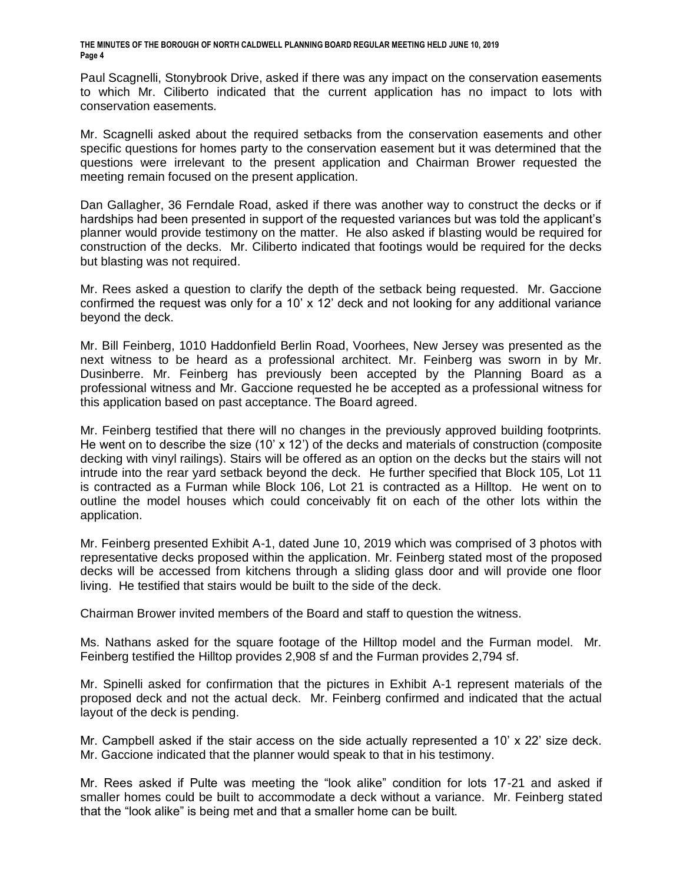Paul Scagnelli, Stonybrook Drive, asked if there was any impact on the conservation easements to which Mr. Ciliberto indicated that the current application has no impact to lots with conservation easements.

Mr. Scagnelli asked about the required setbacks from the conservation easements and other specific questions for homes party to the conservation easement but it was determined that the questions were irrelevant to the present application and Chairman Brower requested the meeting remain focused on the present application.

Dan Gallagher, 36 Ferndale Road, asked if there was another way to construct the decks or if hardships had been presented in support of the requested variances but was told the applicant's planner would provide testimony on the matter. He also asked if blasting would be required for construction of the decks. Mr. Ciliberto indicated that footings would be required for the decks but blasting was not required.

Mr. Rees asked a question to clarify the depth of the setback being requested. Mr. Gaccione confirmed the request was only for a 10' x 12' deck and not looking for any additional variance beyond the deck.

Mr. Bill Feinberg, 1010 Haddonfield Berlin Road, Voorhees, New Jersey was presented as the next witness to be heard as a professional architect. Mr. Feinberg was sworn in by Mr. Dusinberre. Mr. Feinberg has previously been accepted by the Planning Board as a professional witness and Mr. Gaccione requested he be accepted as a professional witness for this application based on past acceptance. The Board agreed.

Mr. Feinberg testified that there will no changes in the previously approved building footprints. He went on to describe the size (10' x 12') of the decks and materials of construction (composite decking with vinyl railings). Stairs will be offered as an option on the decks but the stairs will not intrude into the rear yard setback beyond the deck. He further specified that Block 105, Lot 11 is contracted as a Furman while Block 106, Lot 21 is contracted as a Hilltop. He went on to outline the model houses which could conceivably fit on each of the other lots within the application.

Mr. Feinberg presented Exhibit A-1, dated June 10, 2019 which was comprised of 3 photos with representative decks proposed within the application. Mr. Feinberg stated most of the proposed decks will be accessed from kitchens through a sliding glass door and will provide one floor living. He testified that stairs would be built to the side of the deck.

Chairman Brower invited members of the Board and staff to question the witness.

Ms. Nathans asked for the square footage of the Hilltop model and the Furman model. Mr. Feinberg testified the Hilltop provides 2,908 sf and the Furman provides 2,794 sf.

Mr. Spinelli asked for confirmation that the pictures in Exhibit A-1 represent materials of the proposed deck and not the actual deck. Mr. Feinberg confirmed and indicated that the actual layout of the deck is pending.

Mr. Campbell asked if the stair access on the side actually represented a 10' x 22' size deck. Mr. Gaccione indicated that the planner would speak to that in his testimony.

Mr. Rees asked if Pulte was meeting the "look alike" condition for lots 17-21 and asked if smaller homes could be built to accommodate a deck without a variance. Mr. Feinberg stated that the "look alike" is being met and that a smaller home can be built.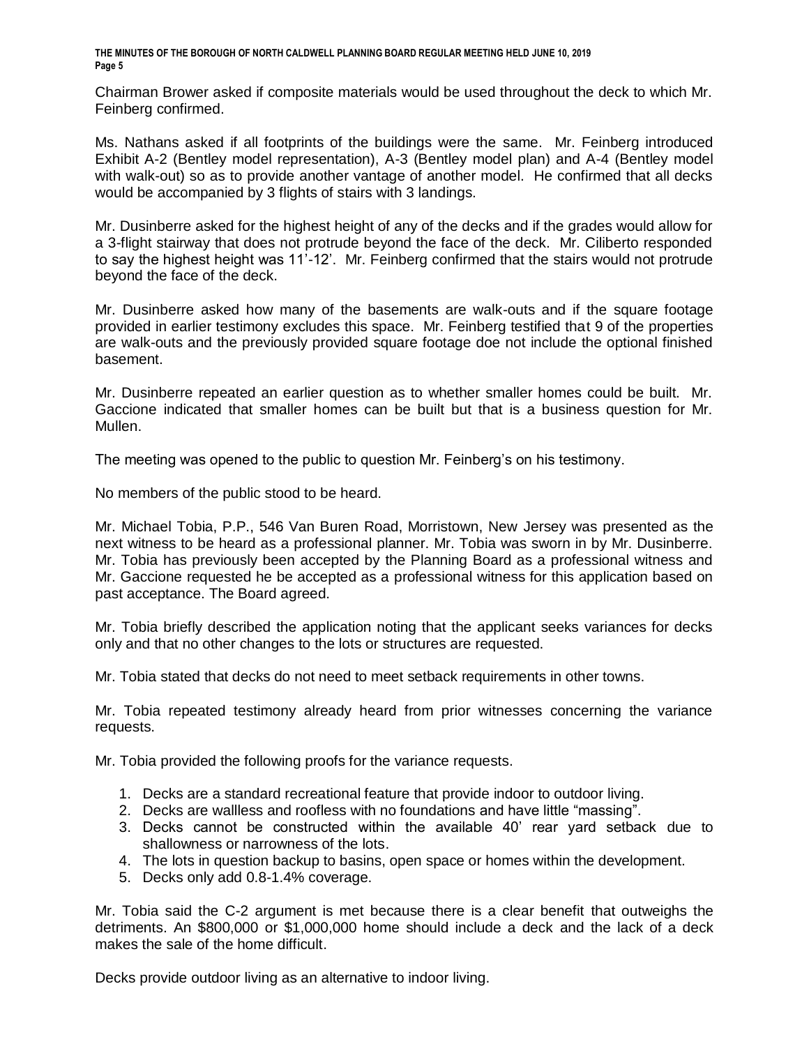Chairman Brower asked if composite materials would be used throughout the deck to which Mr. Feinberg confirmed.

Ms. Nathans asked if all footprints of the buildings were the same. Mr. Feinberg introduced Exhibit A-2 (Bentley model representation), A-3 (Bentley model plan) and A-4 (Bentley model with walk-out) so as to provide another vantage of another model. He confirmed that all decks would be accompanied by 3 flights of stairs with 3 landings.

Mr. Dusinberre asked for the highest height of any of the decks and if the grades would allow for a 3-flight stairway that does not protrude beyond the face of the deck. Mr. Ciliberto responded to say the highest height was 11'-12'. Mr. Feinberg confirmed that the stairs would not protrude beyond the face of the deck.

Mr. Dusinberre asked how many of the basements are walk-outs and if the square footage provided in earlier testimony excludes this space. Mr. Feinberg testified that 9 of the properties are walk-outs and the previously provided square footage doe not include the optional finished basement.

Mr. Dusinberre repeated an earlier question as to whether smaller homes could be built. Mr. Gaccione indicated that smaller homes can be built but that is a business question for Mr. Mullen.

The meeting was opened to the public to question Mr. Feinberg's on his testimony.

No members of the public stood to be heard.

Mr. Michael Tobia, P.P., 546 Van Buren Road, Morristown, New Jersey was presented as the next witness to be heard as a professional planner. Mr. Tobia was sworn in by Mr. Dusinberre. Mr. Tobia has previously been accepted by the Planning Board as a professional witness and Mr. Gaccione requested he be accepted as a professional witness for this application based on past acceptance. The Board agreed.

Mr. Tobia briefly described the application noting that the applicant seeks variances for decks only and that no other changes to the lots or structures are requested.

Mr. Tobia stated that decks do not need to meet setback requirements in other towns.

Mr. Tobia repeated testimony already heard from prior witnesses concerning the variance requests.

Mr. Tobia provided the following proofs for the variance requests.

1. Decks are a standard recreational feature that provide indoor to outdoor living.
2. Decks are wallless and roofless with no foundations and have little "massing".
3. Decks cannot be constructed within the available 40' rear yard setback due to shallowness or narrowness of the lots.
4. The lots in question backup to basins, open space or homes within the development.
5. Decks only add 0.8-1.4% coverage.

Mr. Tobia said the C-2 argument is met because there is a clear benefit that outweighs the detriments. An $800,000 or $1,000,000 home should include a deck and the lack of a deck makes the sale of the home difficult.

Decks provide outdoor living as an alternative to indoor living.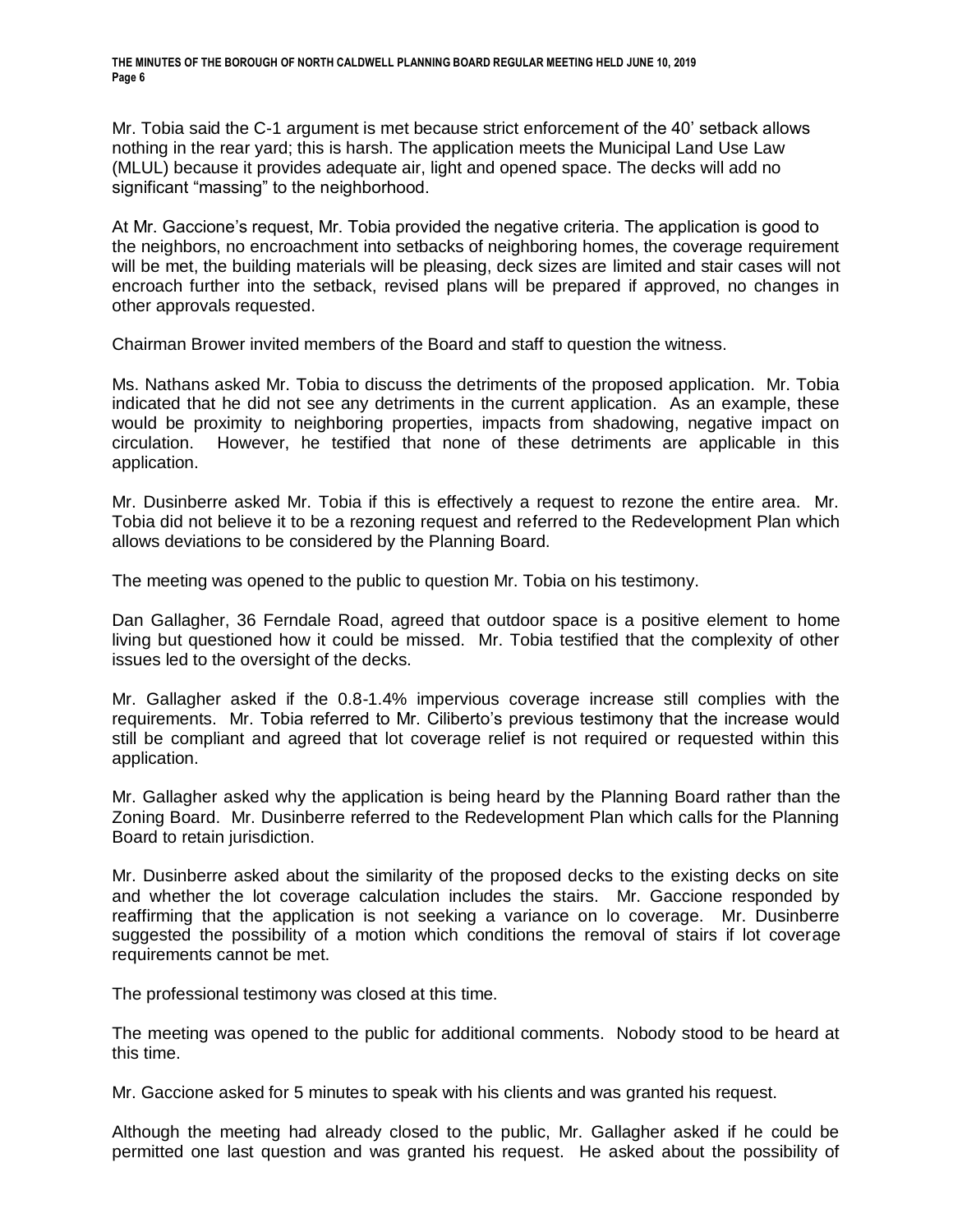Mr. Tobia said the C-1 argument is met because strict enforcement of the 40' setback allows nothing in the rear yard; this is harsh. The application meets the Municipal Land Use Law (MLUL) because it provides adequate air, light and opened space. The decks will add no significant "massing" to the neighborhood.

At Mr. Gaccione's request, Mr. Tobia provided the negative criteria. The application is good to the neighbors, no encroachment into setbacks of neighboring homes, the coverage requirement will be met, the building materials will be pleasing, deck sizes are limited and stair cases will not encroach further into the setback, revised plans will be prepared if approved, no changes in other approvals requested.

Chairman Brower invited members of the Board and staff to question the witness.

Ms. Nathans asked Mr. Tobia to discuss the detriments of the proposed application. Mr. Tobia indicated that he did not see any detriments in the current application. As an example, these would be proximity to neighboring properties, impacts from shadowing, negative impact on circulation. However, he testified that none of these detriments are applicable in this application.

Mr. Dusinberre asked Mr. Tobia if this is effectively a request to rezone the entire area. Mr. Tobia did not believe it to be a rezoning request and referred to the Redevelopment Plan which allows deviations to be considered by the Planning Board.

The meeting was opened to the public to question Mr. Tobia on his testimony.

Dan Gallagher, 36 Ferndale Road, agreed that outdoor space is a positive element to home living but questioned how it could be missed. Mr. Tobia testified that the complexity of other issues led to the oversight of the decks.

Mr. Gallagher asked if the 0.8-1.4% impervious coverage increase still complies with the requirements. Mr. Tobia referred to Mr. Ciliberto's previous testimony that the increase would still be compliant and agreed that lot coverage relief is not required or requested within this application.

Mr. Gallagher asked why the application is being heard by the Planning Board rather than the Zoning Board. Mr. Dusinberre referred to the Redevelopment Plan which calls for the Planning Board to retain jurisdiction.

Mr. Dusinberre asked about the similarity of the proposed decks to the existing decks on site and whether the lot coverage calculation includes the stairs. Mr. Gaccione responded by reaffirming that the application is not seeking a variance on lo coverage. Mr. Dusinberre suggested the possibility of a motion which conditions the removal of stairs if lot coverage requirements cannot be met.

The professional testimony was closed at this time.

The meeting was opened to the public for additional comments. Nobody stood to be heard at this time.

Mr. Gaccione asked for 5 minutes to speak with his clients and was granted his request.

Although the meeting had already closed to the public, Mr. Gallagher asked if he could be permitted one last question and was granted his request. He asked about the possibility of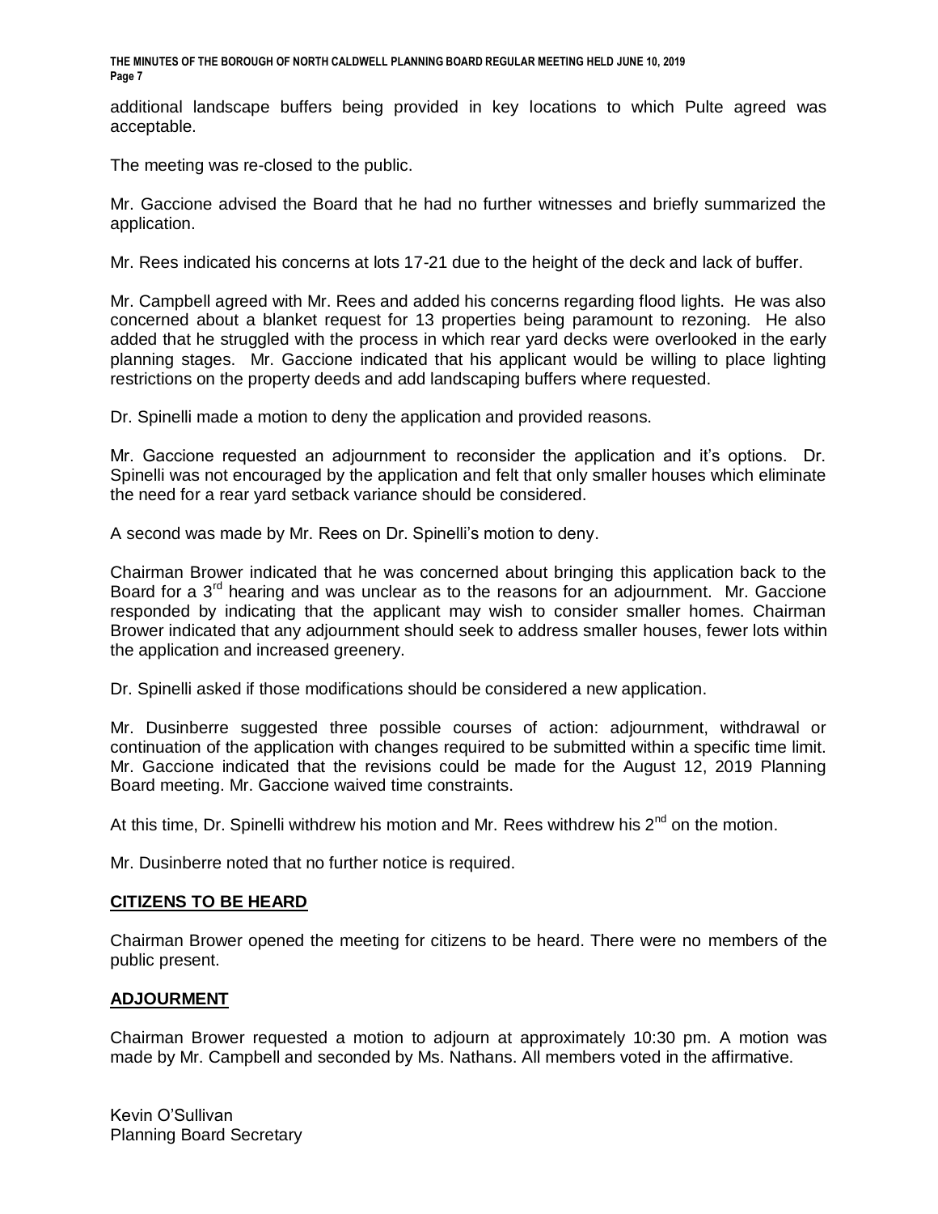additional landscape buffers being provided in key locations to which Pulte agreed was acceptable.

The meeting was re-closed to the public.

Mr. Gaccione advised the Board that he had no further witnesses and briefly summarized the application.

Mr. Rees indicated his concerns at lots 17-21 due to the height of the deck and lack of buffer.

Mr. Campbell agreed with Mr. Rees and added his concerns regarding flood lights. He was also concerned about a blanket request for 13 properties being paramount to rezoning. He also added that he struggled with the process in which rear yard decks were overlooked in the early planning stages. Mr. Gaccione indicated that his applicant would be willing to place lighting restrictions on the property deeds and add landscaping buffers where requested.

Dr. Spinelli made a motion to deny the application and provided reasons.

Mr. Gaccione requested an adjournment to reconsider the application and it's options. Dr. Spinelli was not encouraged by the application and felt that only smaller houses which eliminate the need for a rear yard setback variance should be considered.

A second was made by Mr. Rees on Dr. Spinelli's motion to deny.

Chairman Brower indicated that he was concerned about bringing this application back to the Board for a 3rd hearing and was unclear as to the reasons for an adjournment. Mr. Gaccione responded by indicating that the applicant may wish to consider smaller homes. Chairman Brower indicated that any adjournment should seek to address smaller houses, fewer lots within the application and increased greenery.

Dr. Spinelli asked if those modifications should be considered a new application.

Mr. Dusinberre suggested three possible courses of action: adjournment, withdrawal or continuation of the application with changes required to be submitted within a specific time limit. Mr. Gaccione indicated that the revisions could be made for the August 12, 2019 Planning Board meeting. Mr. Gaccione waived time constraints.

At this time, Dr. Spinelli withdrew his motion and Mr. Rees withdrew his 2nd on the motion.

Mr. Dusinberre noted that no further notice is required.

## CITIZENS TO BE HEARD

Chairman Brower opened the meeting for citizens to be heard. There were no members of the public present.

## ADJOURMENT

Chairman Brower requested a motion to adjourn at approximately 10:30 pm. A motion was made by Mr. Campbell and seconded by Ms. Nathans. All members voted in the affirmative.

Kevin O'Sullivan
Planning Board Secretary